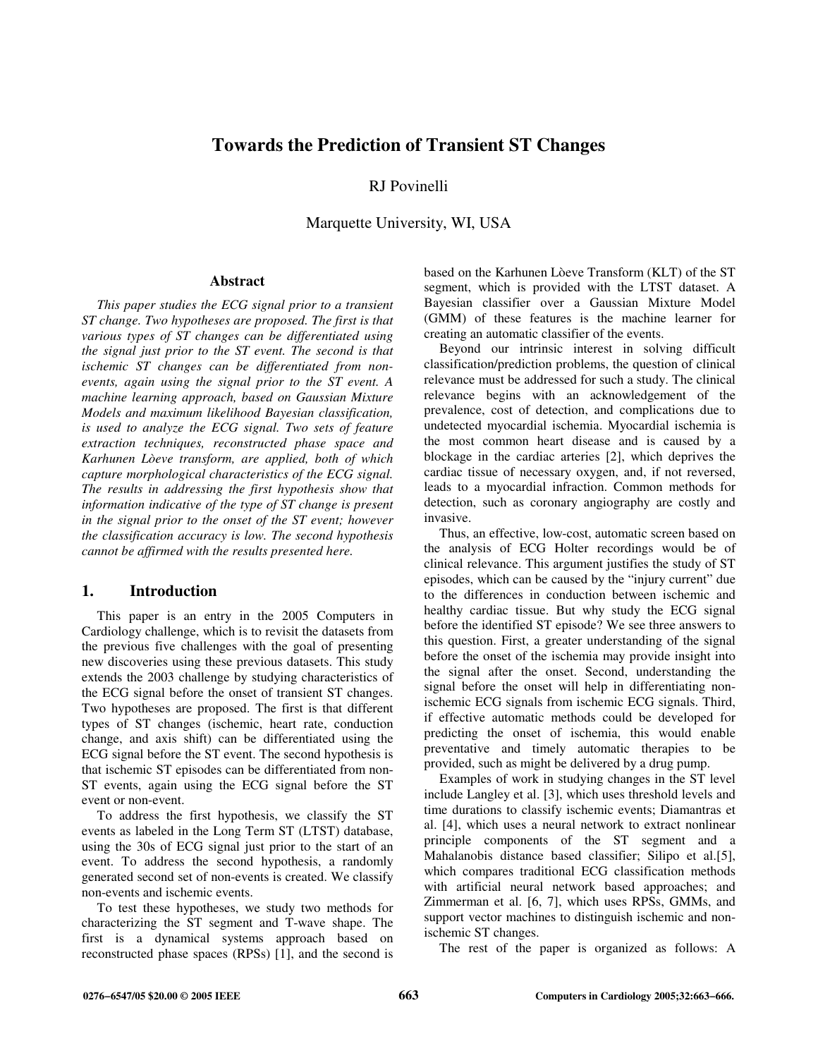// Towards the Prediction of Transient ST Changes

RJ Povinelli

Marquette University, WI, USA

## Abstract

*This paper studies the ECG signal prior to a transient ST change. Two hypotheses are proposed. The first is that various types of ST changes can be differentiated using the signal just prior to the ST event. The second is that ischemic ST changes can be differentiated from non-events, again using the signal prior to the ST event. A machine learning approach, based on Gaussian Mixture Models and maximum likelihood Bayesian classification, is used to analyze the ECG signal. Two sets of feature extraction techniques, reconstructed phase space and Karhunen Lòeve transform, are applied, both of which capture morphological characteristics of the ECG signal. The results in addressing the first hypothesis show that information indicative of the type of ST change is present in the signal prior to the onset of the ST event; however the classification accuracy is low. The second hypothesis cannot be affirmed with the results presented here.*

## 1. Introduction

This paper is an entry in the 2005 Computers in Cardiology challenge, which is to revisit the datasets from the previous five challenges with the goal of presenting new discoveries using these previous datasets. This study extends the 2003 challenge by studying characteristics of the ECG signal before the onset of transient ST changes. Two hypotheses are proposed. The first is that different types of ST changes (ischemic, heart rate, conduction change, and axis shift) can be differentiated using the ECG signal before the ST event. The second hypothesis is that ischemic ST episodes can be differentiated from non-ST events, again using the ECG signal before the ST event or non-event.

To address the first hypothesis, we classify the ST events as labeled in the Long Term ST (LTST) database, using the 30s of ECG signal just prior to the start of an event. To address the second hypothesis, a randomly generated second set of non-events is created. We classify non-events and ischemic events.

To test these hypotheses, we study two methods for characterizing the ST segment and T-wave shape. The first is a dynamical systems approach based on reconstructed phase spaces (RPSs) [1], and the second is based on the Karhunen Lòeve Transform (KLT) of the ST segment, which is provided with the LTST dataset. A Bayesian classifier over a Gaussian Mixture Model (GMM) of these features is the machine learner for creating an automatic classifier of the events.

Beyond our intrinsic interest in solving difficult classification/prediction problems, the question of clinical relevance must be addressed for such a study. The clinical relevance begins with an acknowledgement of the prevalence, cost of detection, and complications due to undetected myocardial ischemia. Myocardial ischemia is the most common heart disease and is caused by a blockage in the cardiac arteries [2], which deprives the cardiac tissue of necessary oxygen, and, if not reversed, leads to a myocardial infraction. Common methods for detection, such as coronary angiography are costly and invasive.

Thus, an effective, low-cost, automatic screen based on the analysis of ECG Holter recordings would be of clinical relevance. This argument justifies the study of ST episodes, which can be caused by the "injury current" due to the differences in conduction between ischemic and healthy cardiac tissue. But why study the ECG signal before the identified ST episode? We see three answers to this question. First, a greater understanding of the signal before the onset of the ischemia may provide insight into the signal after the onset. Second, understanding the signal before the onset will help in differentiating non-ischemic ECG signals from ischemic ECG signals. Third, if effective automatic methods could be developed for predicting the onset of ischemia, this would enable preventative and timely automatic therapies to be provided, such as might be delivered by a drug pump.

Examples of work in studying changes in the ST level include Langley et al. [3], which uses threshold levels and time durations to classify ischemic events; Diamantras et al. [4], which uses a neural network to extract nonlinear principle components of the ST segment and a Mahalanobis distance based classifier; Silipo et al.[5], which compares traditional ECG classification methods with artificial neural network based approaches; and Zimmerman et al. [6, 7], which uses RPSs, GMMs, and support vector machines to distinguish ischemic and non-ischemic ST changes.

The rest of the paper is organized as follows: A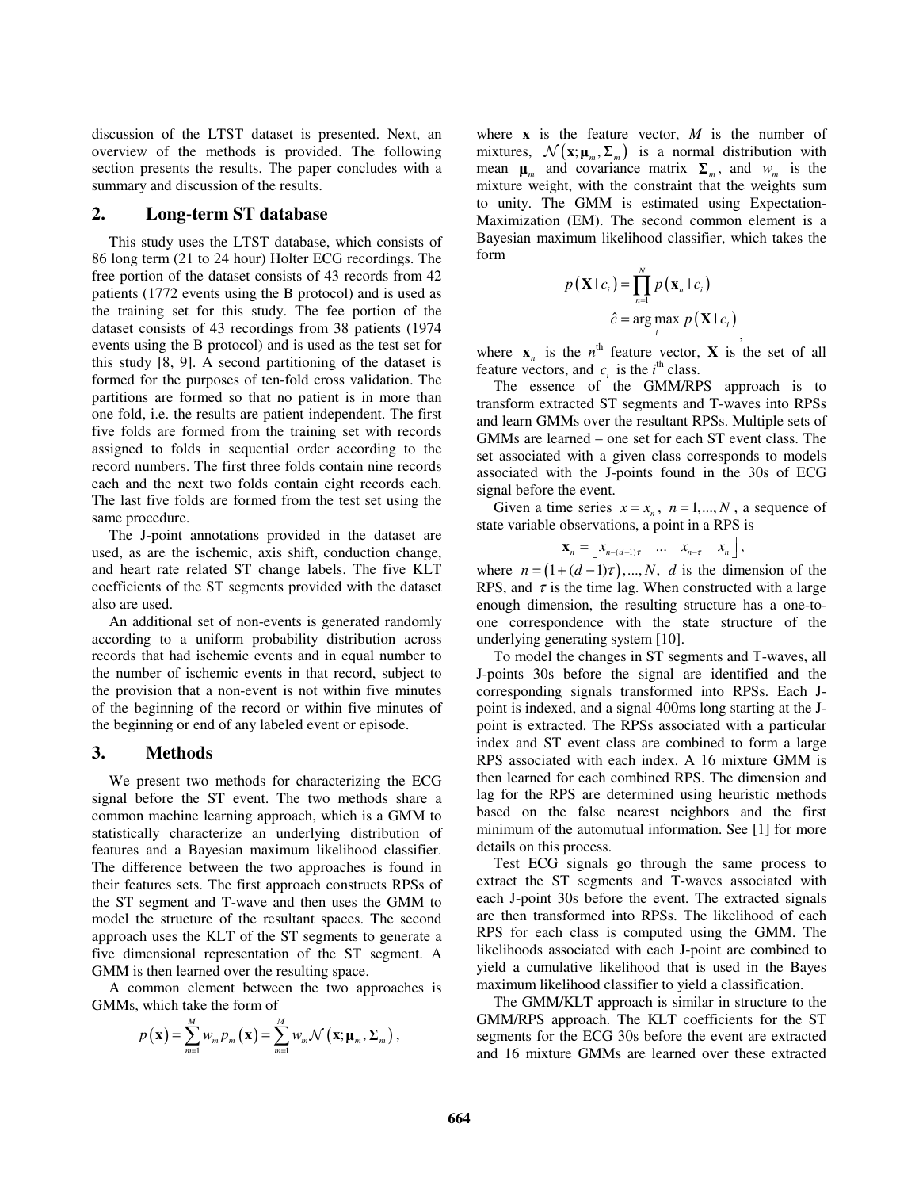discussion of the LTST dataset is presented. Next, an overview of the methods is provided. The following section presents the results. The paper concludes with a summary and discussion of the results.

## 2. Long-term ST database

This study uses the LTST database, which consists of 86 long term (21 to 24 hour) Holter ECG recordings. The free portion of the dataset consists of 43 records from 42 patients (1772 events using the B protocol) and is used as the training set for this study. The fee portion of the dataset consists of 43 recordings from 38 patients (1974 events using the B protocol) and is used as the test set for this study [8, 9]. A second partitioning of the dataset is formed for the purposes of ten-fold cross validation. The partitions are formed so that no patient is in more than one fold, i.e. the results are patient independent. The first five folds are formed from the training set with records assigned to folds in sequential order according to the record numbers. The first three folds contain nine records each and the next two folds contain eight records each. The last five folds are formed from the test set using the same procedure.

The J-point annotations provided in the dataset are used, as are the ischemic, axis shift, conduction change, and heart rate related ST change labels. The five KLT coefficients of the ST segments provided with the dataset also are used.

An additional set of non-events is generated randomly according to a uniform probability distribution across records that had ischemic events and in equal number to the number of ischemic events in that record, subject to the provision that a non-event is not within five minutes of the beginning of the record or within five minutes of the beginning or end of any labeled event or episode.

## 3. Methods

We present two methods for characterizing the ECG signal before the ST event. The two methods share a common machine learning approach, which is a GMM to statistically characterize an underlying distribution of features and a Bayesian maximum likelihood classifier. The difference between the two approaches is found in their features sets. The first approach constructs RPSs of the ST segment and T-wave and then uses the GMM to model the structure of the resultant spaces. The second approach uses the KLT of the ST segments to generate a five dimensional representation of the ST segment. A GMM is then learned over the resulting space.

A common element between the two approaches is GMMs, which take the form of

$$p(\mathbf{x}) = \sum_{m=1}^{M} w_m p_m(\mathbf{x}) = \sum_{m=1}^{M} w_m \mathcal{N}(\mathbf{x}; \boldsymbol{\mu}_m, \boldsymbol{\Sigma}_m),$$

where $\mathbf{x}$ is the feature vector, $M$ is the number of mixtures, $\mathcal{N}(\mathbf{x}; \boldsymbol{\mu}_m, \boldsymbol{\Sigma}_m)$ is a normal distribution with mean $\boldsymbol{\mu}_m$ and covariance matrix $\boldsymbol{\Sigma}_m$, and $w_m$ is the mixture weight, with the constraint that the weights sum to unity. The GMM is estimated using Expectation-Maximization (EM). The second common element is a Bayesian maximum likelihood classifier, which takes the form

$$p(\mathbf{X} \mid c_i) = \prod_{n=1}^{N} p(\mathbf{x}_n \mid c_i)$$

$$\hat{c} = \arg\max_i \, p(\mathbf{X} \mid c_i),$$

where $\mathbf{x}_n$ is the $n^{\text{th}}$ feature vector, $\mathbf{X}$ is the set of all feature vectors, and $c_i$ is the $i^{\text{th}}$ class.

The essence of the GMM/RPS approach is to transform extracted ST segments and T-waves into RPSs and learn GMMs over the resultant RPSs. Multiple sets of GMMs are learned – one set for each ST event class. The set associated with a given class corresponds to models associated with the J-points found in the 30s of ECG signal before the event.

Given a time series $x = x_n$, $n = 1, ..., N$, a sequence of state variable observations, a point in a RPS is

$$\mathbf{x}_n = \begin{bmatrix} x_{n-(d-1)\tau} & \dots & x_{n-\tau} & x_n \end{bmatrix},$$

where $n = (1 + (d-1)\tau), ..., N$, $d$ is the dimension of the RPS, and $\tau$ is the time lag. When constructed with a large enough dimension, the resulting structure has a one-to-one correspondence with the state structure of the underlying generating system [10].

To model the changes in ST segments and T-waves, all J-points 30s before the signal are identified and the corresponding signals transformed into RPSs. Each J-point is indexed, and a signal 400ms long starting at the J-point is extracted. The RPSs associated with a particular index and ST event class are combined to form a large RPS associated with each index. A 16 mixture GMM is then learned for each combined RPS. The dimension and lag for the RPS are determined using heuristic methods based on the false nearest neighbors and the first minimum of the automutual information. See [1] for more details on this process.

Test ECG signals go through the same process to extract the ST segments and T-waves associated with each J-point 30s before the event. The extracted signals are then transformed into RPSs. The likelihood of each RPS for each class is computed using the GMM. The likelihoods associated with each J-point are combined to yield a cumulative likelihood that is used in the Bayes maximum likelihood classifier to yield a classification.

The GMM/KLT approach is similar in structure to the GMM/RPS approach. The KLT coefficients for the ST segments for the ECG 30s before the event are extracted and 16 mixture GMMs are learned over these extracted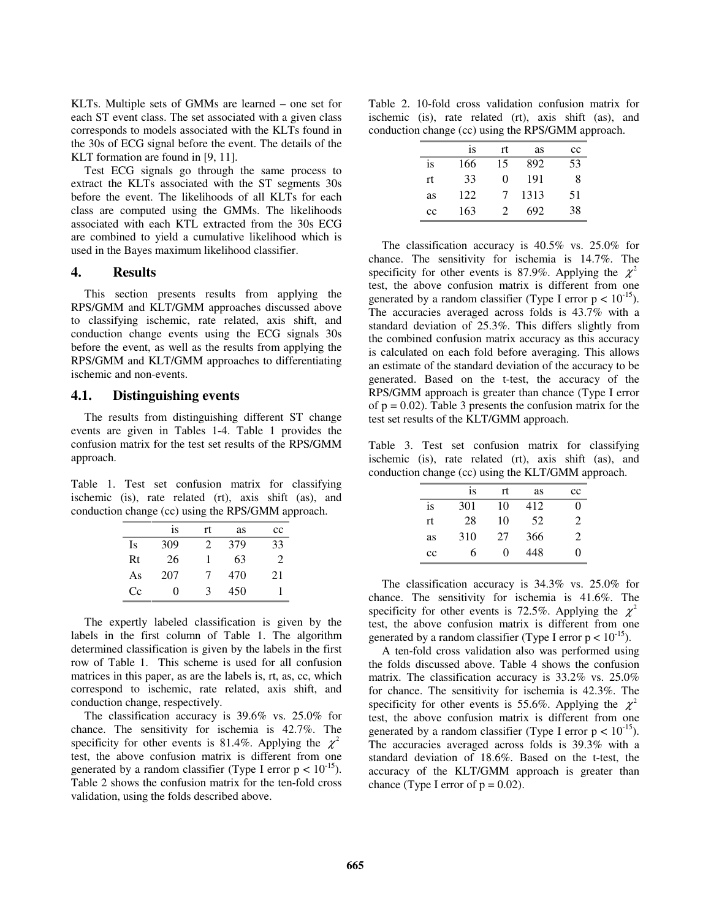KLTs. Multiple sets of GMMs are learned – one set for each ST event class. The set associated with a given class corresponds to models associated with the KLTs found in the 30s of ECG signal before the event. The details of the KLT formation are found in [9, 11].

Test ECG signals go through the same process to extract the KLTs associated with the ST segments 30s before the event. The likelihoods of all KLTs for each class are computed using the GMMs. The likelihoods associated with each KTL extracted from the 30s ECG are combined to yield a cumulative likelihood which is used in the Bayes maximum likelihood classifier.

## 4. Results

This section presents results from applying the RPS/GMM and KLT/GMM approaches discussed above to classifying ischemic, rate related, axis shift, and conduction change events using the ECG signals 30s before the event, as well as the results from applying the RPS/GMM and KLT/GMM approaches to differentiating ischemic and non-events.

### 4.1. Distinguishing events

The results from distinguishing different ST change events are given in Tables 1-4. Table 1 provides the confusion matrix for the test set results of the RPS/GMM approach.

Table 1. Test set confusion matrix for classifying ischemic (is), rate related (rt), axis shift (as), and conduction change (cc) using the RPS/GMM approach.

| | is | rt | as | cc |
|---|---|---|---|---|
| Is | 309 | 2 | 379 | 33 |
| Rt | 26 | 1 | 63 | 2 |
| As | 207 | 7 | 470 | 21 |
| Cc | 0 | 3 | 450 | 1 |

The expertly labeled classification is given by the labels in the first column of Table 1. The algorithm determined classification is given by the labels in the first row of Table 1. This scheme is used for all confusion matrices in this paper, as are the labels is, rt, as, cc, which correspond to ischemic, rate related, axis shift, and conduction change, respectively.

The classification accuracy is 39.6% vs. 25.0% for chance. The sensitivity for ischemia is 42.7%. The specificity for other events is 81.4%. Applying the $\chi^2$ test, the above confusion matrix is different from one generated by a random classifier (Type I error $p < 10^{-15}$). Table 2 shows the confusion matrix for the ten-fold cross validation, using the folds described above.

Table 2. 10-fold cross validation confusion matrix for ischemic (is), rate related (rt), axis shift (as), and conduction change (cc) using the RPS/GMM approach.

| | is | rt | as | cc |
|---|---|---|---|---|
| is | 166 | 15 | 892 | 53 |
| rt | 33 | 0 | 191 | 8 |
| as | 122 | 7 | 1313 | 51 |
| cc | 163 | 2 | 692 | 38 |

The classification accuracy is 40.5% vs. 25.0% for chance. The sensitivity for ischemia is 14.7%. The specificity for other events is 87.9%. Applying the $\chi^2$ test, the above confusion matrix is different from one generated by a random classifier (Type I error $p < 10^{-15}$). The accuracies averaged across folds is 43.7% with a standard deviation of 25.3%. This differs slightly from the combined confusion matrix accuracy as this accuracy is calculated on each fold before averaging. This allows an estimate of the standard deviation of the accuracy to be generated. Based on the t-test, the accuracy of the RPS/GMM approach is greater than chance (Type I error of $p = 0.02$). Table 3 presents the confusion matrix for the test set results of the KLT/GMM approach.

Table 3. Test set confusion matrix for classifying ischemic (is), rate related (rt), axis shift (as), and conduction change (cc) using the KLT/GMM approach.

| | is | rt | as | cc |
|---|---|---|---|---|
| is | 301 | 10 | 412 | 0 |
| rt | 28 | 10 | 52 | 2 |
| as | 310 | 27 | 366 | 2 |
| cc | 6 | 0 | 448 | 0 |

The classification accuracy is 34.3% vs. 25.0% for chance. The sensitivity for ischemia is 41.6%. The specificity for other events is 72.5%. Applying the $\chi^2$ test, the above confusion matrix is different from one generated by a random classifier (Type I error $p < 10^{-15}$).

A ten-fold cross validation also was performed using the folds discussed above. Table 4 shows the confusion matrix. The classification accuracy is 33.2% vs. 25.0% for chance. The sensitivity for ischemia is 42.3%. The specificity for other events is 55.6%. Applying the $\chi^2$ test, the above confusion matrix is different from one generated by a random classifier (Type I error $p < 10^{-15}$). The accuracies averaged across folds is 39.3% with a standard deviation of 18.6%. Based on the t-test, the accuracy of the KLT/GMM approach is greater than chance (Type I error of $p = 0.02$).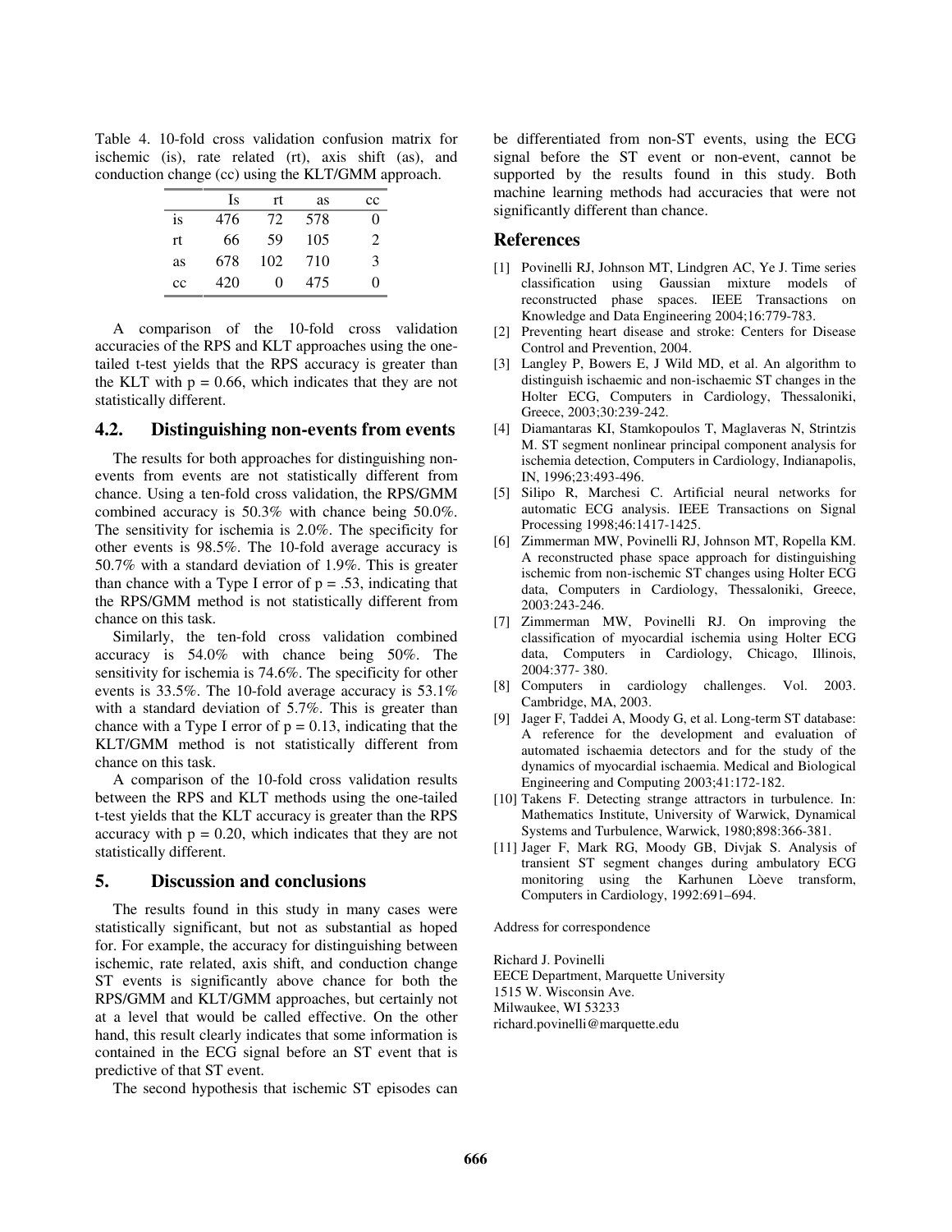Table 4. 10-fold cross validation confusion matrix for ischemic (is), rate related (rt), axis shift (as), and conduction change (cc) using the KLT/GMM approach.

| | Is | rt | as | cc |
|---|---|---|---|---|
| is | 476 | 72 | 578 | 0 |
| rt | 66 | 59 | 105 | 2 |
| as | 678 | 102 | 710 | 3 |
| cc | 420 | 0 | 475 | 0 |

A comparison of the 10-fold cross validation accuracies of the RPS and KLT approaches using the one-tailed t-test yields that the RPS accuracy is greater than the KLT with $p = 0.66$, which indicates that they are not statistically different.

## 4.2. Distinguishing non-events from events

The results for both approaches for distinguishing non-events from events are not statistically different from chance. Using a ten-fold cross validation, the RPS/GMM combined accuracy is 50.3% with chance being 50.0%. The sensitivity for ischemia is 2.0%. The specificity for other events is 98.5%. The 10-fold average accuracy is 50.7% with a standard deviation of 1.9%. This is greater than chance with a Type I error of $p = .53$, indicating that the RPS/GMM method is not statistically different from chance on this task.

Similarly, the ten-fold cross validation combined accuracy is 54.0% with chance being 50%. The sensitivity for ischemia is 74.6%. The specificity for other events is 33.5%. The 10-fold average accuracy is 53.1% with a standard deviation of 5.7%. This is greater than chance with a Type I error of $p = 0.13$, indicating that the KLT/GMM method is not statistically different from chance on this task.

A comparison of the 10-fold cross validation results between the RPS and KLT methods using the one-tailed t-test yields that the KLT accuracy is greater than the RPS accuracy with $p = 0.20$, which indicates that they are not statistically different.

## 5. Discussion and conclusions

The results found in this study in many cases were statistically significant, but not as substantial as hoped for. For example, the accuracy for distinguishing between ischemic, rate related, axis shift, and conduction change ST events is significantly above chance for both the RPS/GMM and KLT/GMM approaches, but certainly not at a level that would be called effective. On the other hand, this result clearly indicates that some information is contained in the ECG signal before an ST event that is predictive of that ST event.

The second hypothesis that ischemic ST episodes can be differentiated from non-ST events, using the ECG signal before the ST event or non-event, cannot be supported by the results found in this study. Both machine learning methods had accuracies that were not significantly different than chance.

## References

[1] Povinelli RJ, Johnson MT, Lindgren AC, Ye J. Time series classification using Gaussian mixture models of reconstructed phase spaces. IEEE Transactions on Knowledge and Data Engineering 2004;16:779-783.

[2] Preventing heart disease and stroke: Centers for Disease Control and Prevention, 2004.

[3] Langley P, Bowers E, J Wild MD, et al. An algorithm to distinguish ischaemic and non-ischaemic ST changes in the Holter ECG, Computers in Cardiology, Thessaloniki, Greece, 2003;30:239-242.

[4] Diamantaras KI, Stamkopoulos T, Maglaveras N, Strintzis M. ST segment nonlinear principal component analysis for ischemia detection, Computers in Cardiology, Indianapolis, IN, 1996;23:493-496.

[5] Silipo R, Marchesi C. Artificial neural networks for automatic ECG analysis. IEEE Transactions on Signal Processing 1998;46:1417-1425.

[6] Zimmerman MW, Povinelli RJ, Johnson MT, Ropella KM. A reconstructed phase space approach for distinguishing ischemic from non-ischemic ST changes using Holter ECG data, Computers in Cardiology, Thessaloniki, Greece, 2003:243-246.

[7] Zimmerman MW, Povinelli RJ. On improving the classification of myocardial ischemia using Holter ECG data, Computers in Cardiology, Chicago, Illinois, 2004:377- 380.

[8] Computers in cardiology challenges. Vol. 2003. Cambridge, MA, 2003.

[9] Jager F, Taddei A, Moody G, et al. Long-term ST database: A reference for the development and evaluation of automated ischaemia detectors and for the study of the dynamics of myocardial ischaemia. Medical and Biological Engineering and Computing 2003;41:172-182.

[10] Takens F. Detecting strange attractors in turbulence. In: Mathematics Institute, University of Warwick, Dynamical Systems and Turbulence, Warwick, 1980;898:366-381.

[11] Jager F, Mark RG, Moody GB, Divjak S. Analysis of transient ST segment changes during ambulatory ECG monitoring using the Karhunen Lòeve transform, Computers in Cardiology, 1992:691–694.

Address for correspondence

Richard J. Povinelli
EECE Department, Marquette University
1515 W. Wisconsin Ave.
Milwaukee, WI 53233
richard.povinelli@marquette.edu